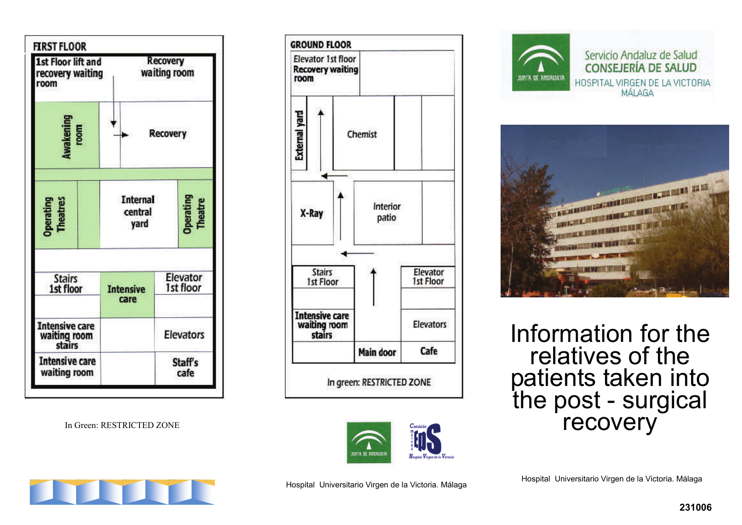## FIRST FLOOR

1st Floor lift and recovery waiting room

Recovery waiting room

Awakening room

Recovery

Operating Theatres

Internal central yard

Operating Theatre

Stairs 1st floor

Intensive care

Elevator 1st floor

Intensive care waiting room stairs

Elevators

Intensive care waiting room

Staff's cafe

In Green: RESTRICTED ZONE

## GROUND FLOOR

Elevator 1st floor Recovery waiting room

External yard

Chemist

X-Ray

Interior patio

Stairs 1st Floor

Elevator 1st Floor

Intensive care waiting room stairs

Elevators

Main door

Cafe

In green: RESTRICTED ZONE

Hospital Universitario Virgen de la Victoria. Málaga

Servicio Andaluz de Salud
CONSEJERÍA DE SALUD
HOSPITAL VIRGEN DE LA VICTORIA
MÁLAGA

# Information for the relatives of the patients taken into the post - surgical recovery

Hospital Universitario Virgen de la Victoria. Málaga

231006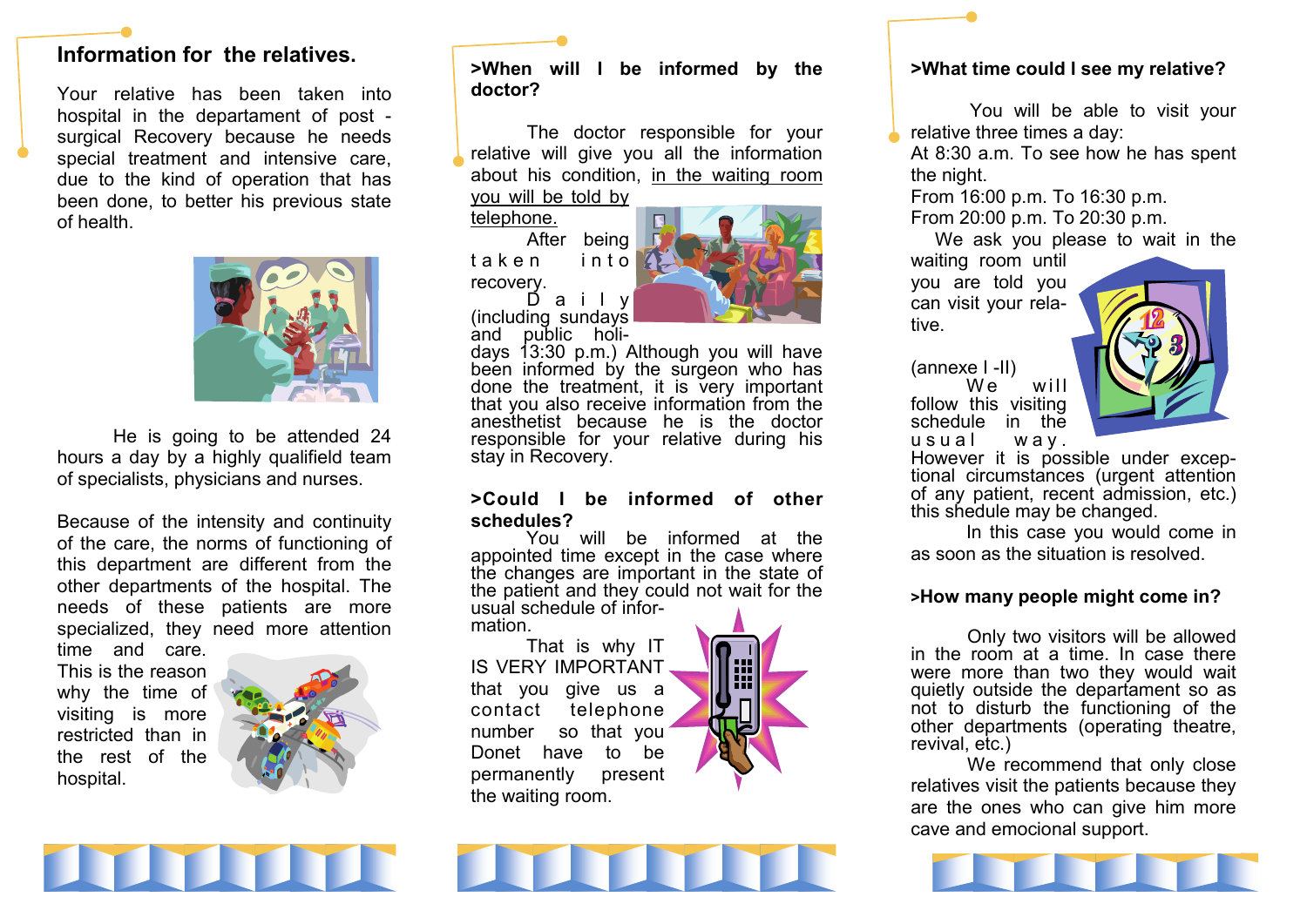## Information for the relatives.

Your relative has been taken into hospital in the departament of post - surgical Recovery because he needs special treatment and intensive care, due to the kind of operation that has been done, to better his previous state of health.

He is going to be attended 24 hours a day by a highly qualifield team of specialists, physicians and nurses.

Because of the intensity and continuity of the care, the norms of functioning of this department are different from the other departments of the hospital. The needs of these patients are more specialized, they need more attention time and care. This is the reason why the time of visiting is more restricted than in the rest of the hospital.

### >When will I be informed by the doctor?

The doctor responsible for your relative will give you all the information about his condition, in the waiting room you will be told by telephone.

After being taken into recovery.

Daily (including sundays and public holidays 13:30 p.m.) Although you will have been informed by the surgeon who has done the treatment, it is very important that you also receive information from the anesthetist because he is the doctor responsible for your relative during his stay in Recovery.

### >Could I be informed of other schedules?

You will be informed at the appointed time except in the case where the changes are important in the state of the patient and they could not wait for the usual schedule of information.

That is why IT IS VERY IMPORTANT that you give us a contact telephone number so that you Donet have to be permanently present the waiting room.

### >What time could I see my relative?

You will be able to visit your relative three times a day:
At 8:30 a.m. To see how he has spent the night.
From 16:00 p.m. To 16:30 p.m.
From 20:00 p.m. To 20:30 p.m.

We ask you please to wait in the waiting room until you are told you can visit your relative.

(annexe I -II)

We will follow this visiting schedule in the usual way. However it is possible under exceptional circumstances (urgent attention of any patient, recent admission, etc.) this shedule may be changed.

In this case you would come in as soon as the situation is resolved.

### >How many people might come in?

Only two visitors will be allowed in the room at a time. In case there were more than two they would wait quietly outside the departament so as not to disturb the functioning of the other departments (operating theatre, revival, etc.)

We recommend that only close relatives visit the patients because they are the ones who can give him more cave and emocional support.